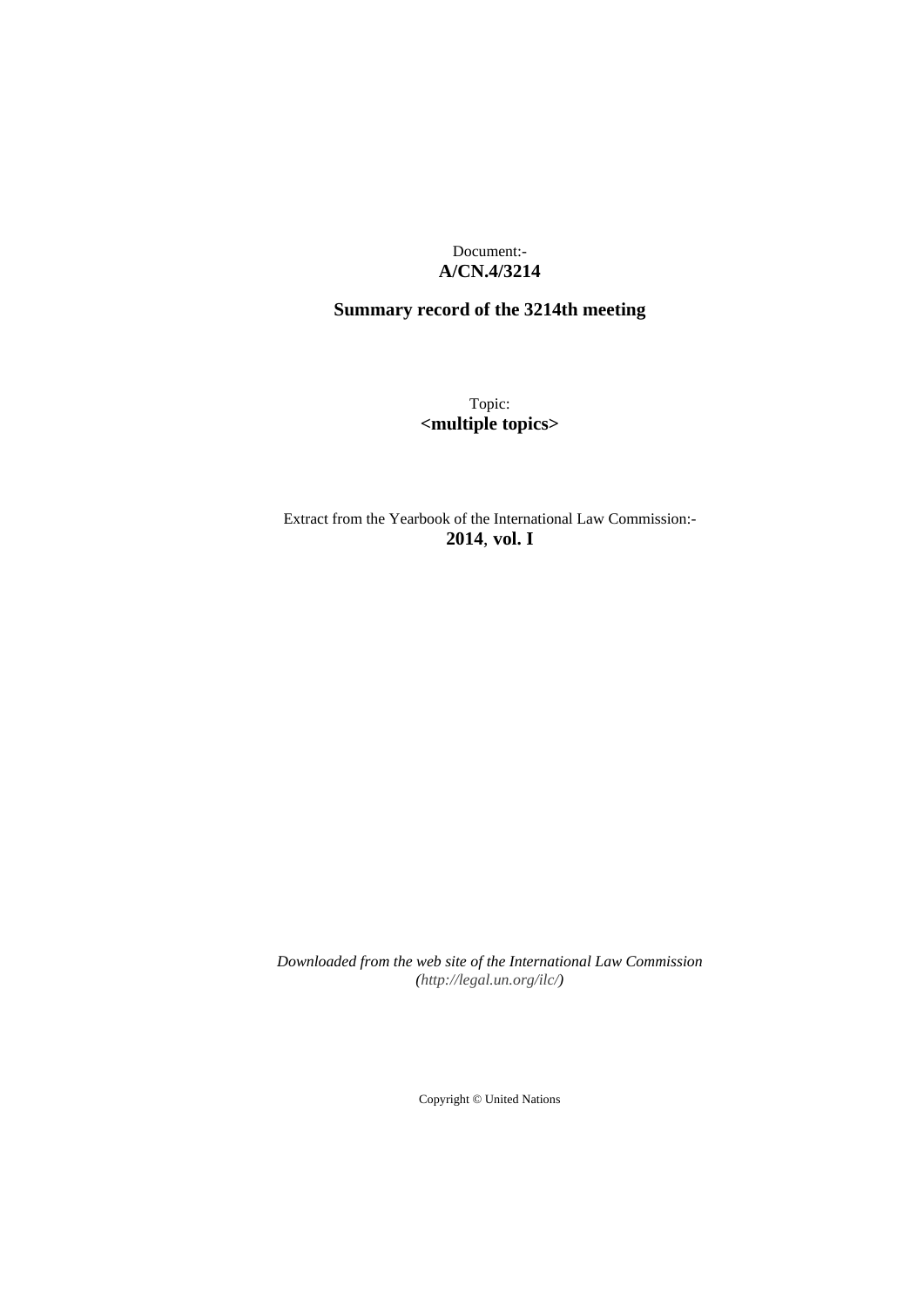Document:-
**A/CN.4/3214**

**Summary record of the 3214th meeting**

Topic:
**<multiple topics>**

Extract from the Yearbook of the International Law Commission:-
**2014**, **vol. I**

*Downloaded from the web site of the International Law Commission (http://legal.un.org/ilc/)*

Copyright © United Nations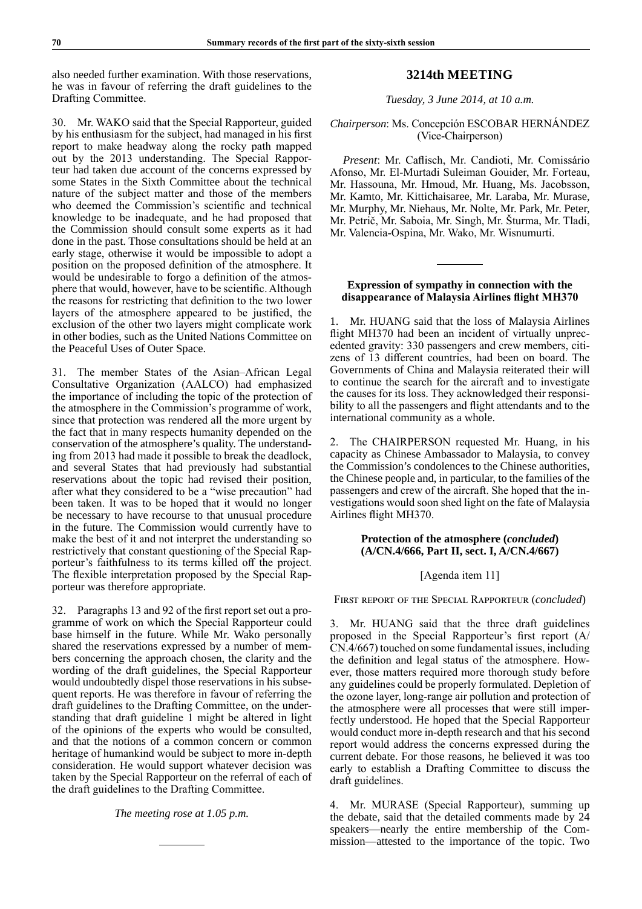also needed further examination. With those reservations, he was in favour of referring the draft guidelines to the Drafting Committee.

30. Mr. WAKO said that the Special Rapporteur, guided by his enthusiasm for the subject, had managed in his first report to make headway along the rocky path mapped out by the 2013 understanding. The Special Rapporteur had taken due account of the concerns expressed by some States in the Sixth Committee about the technical nature of the subject matter and those of the members who deemed the Commission's scientific and technical knowledge to be inadequate, and he had proposed that the Commission should consult some experts as it had done in the past. Those consultations should be held at an early stage, otherwise it would be impossible to adopt a position on the proposed definition of the atmosphere. It would be undesirable to forgo a definition of the atmosphere that would, however, have to be scientific. Although the reasons for restricting that definition to the two lower layers of the atmosphere appeared to be justified, the exclusion of the other two layers might complicate work in other bodies, such as the United Nations Committee on the Peaceful Uses of Outer Space.

31. The member States of the Asian–African Legal Consultative Organization (AALCO) had emphasized the importance of including the topic of the protection of the atmosphere in the Commission's programme of work, since that protection was rendered all the more urgent by the fact that in many respects humanity depended on the conservation of the atmosphere's quality. The understanding from 2013 had made it possible to break the deadlock, and several States that had previously had substantial reservations about the topic had revised their position, after what they considered to be a "wise precaution" had been taken. It was to be hoped that it would no longer be necessary to have recourse to that unusual procedure in the future. The Commission would currently have to make the best of it and not interpret the understanding so restrictively that constant questioning of the Special Rapporteur's faithfulness to its terms killed off the project. The flexible interpretation proposed by the Special Rapporteur was therefore appropriate.

32. Paragraphs 13 and 92 of the first report set out a programme of work on which the Special Rapporteur could base himself in the future. While Mr. Wako personally shared the reservations expressed by a number of members concerning the approach chosen, the clarity and the wording of the draft guidelines, the Special Rapporteur would undoubtedly dispel those reservations in his subsequent reports. He was therefore in favour of referring the draft guidelines to the Drafting Committee, on the understanding that draft guideline 1 might be altered in light of the opinions of the experts who would be consulted, and that the notions of a common concern or common heritage of humankind would be subject to more in-depth consideration. He would support whatever decision was taken by the Special Rapporteur on the referral of each of the draft guidelines to the Drafting Committee.

*The meeting rose at 1.05 p.m.*

---

## 3214th MEETING

*Tuesday, 3 June 2014, at 10 a.m.*

*Chairperson*: Ms. Concepción ESCOBAR HERNÁNDEZ (Vice-Chairperson)

*Present*: Mr. Caflisch, Mr. Candioti, Mr. Comissário Afonso, Mr. El-Murtadi Suleiman Gouider, Mr. Forteau, Mr. Hassouna, Mr. Hmoud, Mr. Huang, Ms. Jacobsson, Mr. Kamto, Mr. Kittichaisaree, Mr. Laraba, Mr. Murase, Mr. Murphy, Mr. Niehaus, Mr. Nolte, Mr. Park, Mr. Peter, Mr. Petrič, Mr. Saboia, Mr. Singh, Mr. Šturma, Mr. Tladi, Mr. Valencia-Ospina, Mr. Wako, Mr. Wisnumurti.

---

### Expression of sympathy in connection with the disappearance of Malaysia Airlines flight MH370

1. Mr. HUANG said that the loss of Malaysia Airlines flight MH370 had been an incident of virtually unprecedented gravity: 330 passengers and crew members, citizens of 13 different countries, had been on board. The Governments of China and Malaysia reiterated their will to continue the search for the aircraft and to investigate the causes for its loss. They acknowledged their responsibility to all the passengers and flight attendants and to the international community as a whole.

2. The CHAIRPERSON requested Mr. Huang, in his capacity as Chinese Ambassador to Malaysia, to convey the Commission's condolences to the Chinese authorities, the Chinese people and, in particular, to the families of the passengers and crew of the aircraft. She hoped that the investigations would soon shed light on the fate of Malaysia Airlines flight MH370.

### Protection of the atmosphere (*concluded*) (A/CN.4/666, Part II, sect. I, A/CN.4/667)

[Agenda item 11]

First report of the Special Rapporteur (*concluded*)

3. Mr. HUANG said that the three draft guidelines proposed in the Special Rapporteur's first report (A/CN.4/667) touched on some fundamental issues, including the definition and legal status of the atmosphere. However, those matters required more thorough study before any guidelines could be properly formulated. Depletion of the ozone layer, long-range air pollution and protection of the atmosphere were all processes that were still imperfectly understood. He hoped that the Special Rapporteur would conduct more in-depth research and that his second report would address the concerns expressed during the current debate. For those reasons, he believed it was too early to establish a Drafting Committee to discuss the draft guidelines.

4. Mr. MURASE (Special Rapporteur), summing up the debate, said that the detailed comments made by 24 speakers—nearly the entire membership of the Commission—attested to the importance of the topic. Two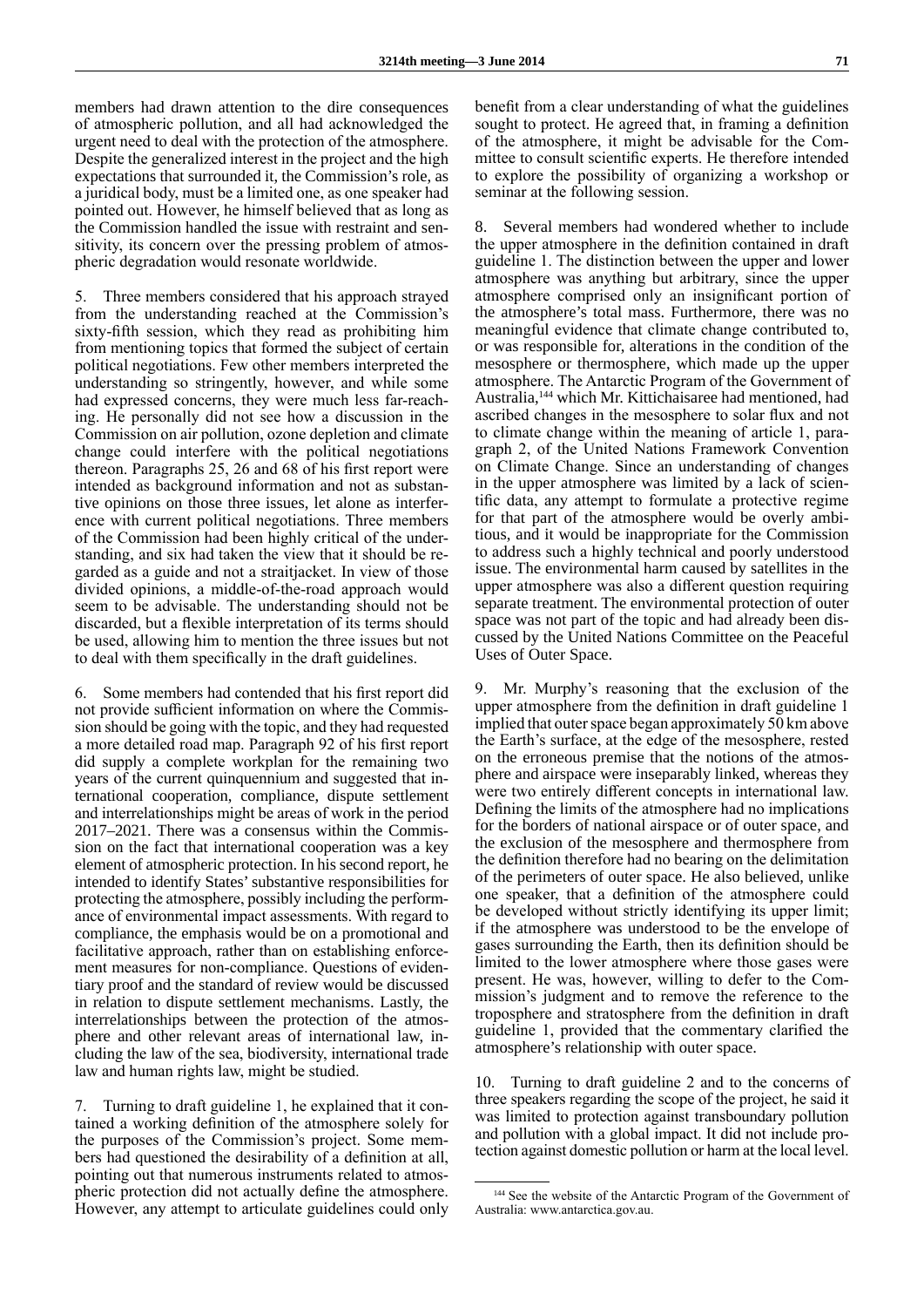members had drawn attention to the dire consequences of atmospheric pollution, and all had acknowledged the urgent need to deal with the protection of the atmosphere. Despite the generalized interest in the project and the high expectations that surrounded it, the Commission's role, as a juridical body, must be a limited one, as one speaker had pointed out. However, he himself believed that as long as the Commission handled the issue with restraint and sensitivity, its concern over the pressing problem of atmospheric degradation would resonate worldwide.

5. Three members considered that his approach strayed from the understanding reached at the Commission's sixty-fifth session, which they read as prohibiting him from mentioning topics that formed the subject of certain political negotiations. Few other members interpreted the understanding so stringently, however, and while some had expressed concerns, they were much less far-reaching. He personally did not see how a discussion in the Commission on air pollution, ozone depletion and climate change could interfere with the political negotiations thereon. Paragraphs 25, 26 and 68 of his first report were intended as background information and not as substantive opinions on those three issues, let alone as interference with current political negotiations. Three members of the Commission had been highly critical of the understanding, and six had taken the view that it should be regarded as a guide and not a straitjacket. In view of those divided opinions, a middle-of-the-road approach would seem to be advisable. The understanding should not be discarded, but a flexible interpretation of its terms should be used, allowing him to mention the three issues but not to deal with them specifically in the draft guidelines.

6. Some members had contended that his first report did not provide sufficient information on where the Commission should be going with the topic, and they had requested a more detailed road map. Paragraph 92 of his first report did supply a complete workplan for the remaining two years of the current quinquennium and suggested that international cooperation, compliance, dispute settlement and interrelationships might be areas of work in the period 2017–2021. There was a consensus within the Commission on the fact that international cooperation was a key element of atmospheric protection. In his second report, he intended to identify States' substantive responsibilities for protecting the atmosphere, possibly including the performance of environmental impact assessments. With regard to compliance, the emphasis would be on a promotional and facilitative approach, rather than on establishing enforcement measures for non-compliance. Questions of evidentiary proof and the standard of review would be discussed in relation to dispute settlement mechanisms. Lastly, the interrelationships between the protection of the atmosphere and other relevant areas of international law, including the law of the sea, biodiversity, international trade law and human rights law, might be studied.

7. Turning to draft guideline 1, he explained that it contained a working definition of the atmosphere solely for the purposes of the Commission's project. Some members had questioned the desirability of a definition at all, pointing out that numerous instruments related to atmospheric protection did not actually define the atmosphere. However, any attempt to articulate guidelines could only benefit from a clear understanding of what the guidelines sought to protect. He agreed that, in framing a definition of the atmosphere, it might be advisable for the Committee to consult scientific experts. He therefore intended to explore the possibility of organizing a workshop or seminar at the following session.

8. Several members had wondered whether to include the upper atmosphere in the definition contained in draft guideline 1. The distinction between the upper and lower atmosphere was anything but arbitrary, since the upper atmosphere comprised only an insignificant portion of the atmosphere's total mass. Furthermore, there was no meaningful evidence that climate change contributed to, or was responsible for, alterations in the condition of the mesosphere or thermosphere, which made up the upper atmosphere. The Antarctic Program of the Government of Australia,[144] which Mr. Kittichaisaree had mentioned, had ascribed changes in the mesosphere to solar flux and not to climate change within the meaning of article 1, paragraph 2, of the United Nations Framework Convention on Climate Change. Since an understanding of changes in the upper atmosphere was limited by a lack of scientific data, any attempt to formulate a protective regime for that part of the atmosphere would be overly ambitious, and it would be inappropriate for the Commission to address such a highly technical and poorly understood issue. The environmental harm caused by satellites in the upper atmosphere was also a different question requiring separate treatment. The environmental protection of outer space was not part of the topic and had already been discussed by the United Nations Committee on the Peaceful Uses of Outer Space.

9. Mr. Murphy's reasoning that the exclusion of the upper atmosphere from the definition in draft guideline 1 implied that outer space began approximately 50 km above the Earth's surface, at the edge of the mesosphere, rested on the erroneous premise that the notions of the atmosphere and airspace were inseparably linked, whereas they were two entirely different concepts in international law. Defining the limits of the atmosphere had no implications for the borders of national airspace or of outer space, and the exclusion of the mesosphere and thermosphere from the definition therefore had no bearing on the delimitation of the perimeters of outer space. He also believed, unlike one speaker, that a definition of the atmosphere could be developed without strictly identifying its upper limit; if the atmosphere was understood to be the envelope of gases surrounding the Earth, then its definition should be limited to the lower atmosphere where those gases were present. He was, however, willing to defer to the Commission's judgment and to remove the reference to the troposphere and stratosphere from the definition in draft guideline 1, provided that the commentary clarified the atmosphere's relationship with outer space.

10. Turning to draft guideline 2 and to the concerns of three speakers regarding the scope of the project, he said it was limited to protection against transboundary pollution and pollution with a global impact. It did not include protection against domestic pollution or harm at the local level.

[144] See the website of the Antarctic Program of the Government of Australia: www.antarctica.gov.au.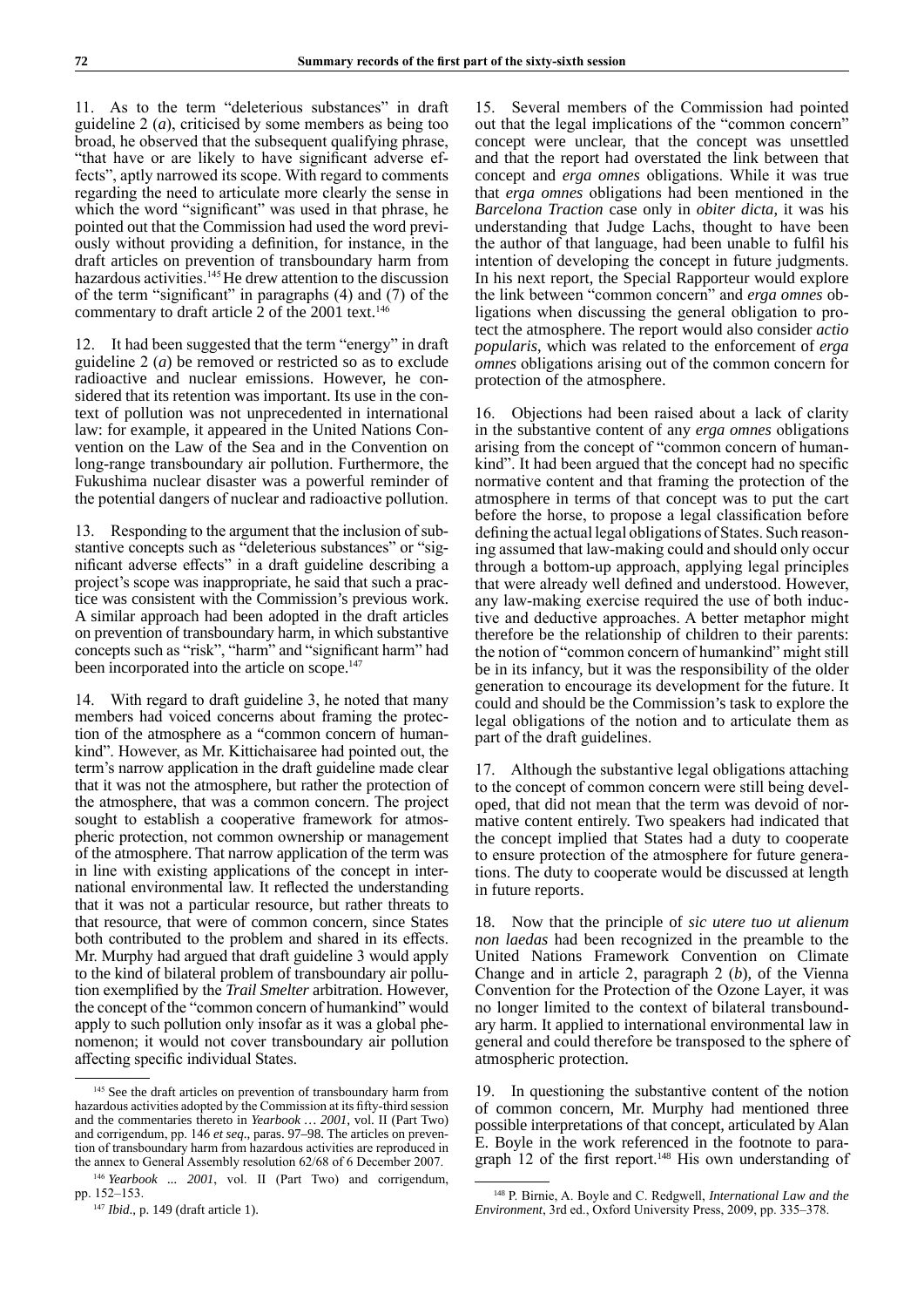11. As to the term "deleterious substances" in draft guideline 2 (*a*), criticised by some members as being too broad, he observed that the subsequent qualifying phrase, "that have or are likely to have significant adverse effects", aptly narrowed its scope. With regard to comments regarding the need to articulate more clearly the sense in which the word "significant" was used in that phrase, he pointed out that the Commission had used the word previously without providing a definition, for instance, in the draft articles on prevention of transboundary harm from hazardous activities.[145] He drew attention to the discussion of the term "significant" in paragraphs (4) and (7) of the commentary to draft article 2 of the 2001 text.[146]

12. It had been suggested that the term "energy" in draft guideline 2 (*a*) be removed or restricted so as to exclude radioactive and nuclear emissions. However, he considered that its retention was important. Its use in the context of pollution was not unprecedented in international law: for example, it appeared in the United Nations Convention on the Law of the Sea and in the Convention on long-range transboundary air pollution. Furthermore, the Fukushima nuclear disaster was a powerful reminder of the potential dangers of nuclear and radioactive pollution.

13. Responding to the argument that the inclusion of substantive concepts such as "deleterious substances" or "significant adverse effects" in a draft guideline describing a project's scope was inappropriate, he said that such a practice was consistent with the Commission's previous work. A similar approach had been adopted in the draft articles on prevention of transboundary harm, in which substantive concepts such as "risk", "harm" and "significant harm" had been incorporated into the article on scope.[147]

14. With regard to draft guideline 3, he noted that many members had voiced concerns about framing the protection of the atmosphere as a "common concern of humankind". However, as Mr. Kittichaisaree had pointed out, the term's narrow application in the draft guideline made clear that it was not the atmosphere, but rather the protection of the atmosphere, that was a common concern. The project sought to establish a cooperative framework for atmospheric protection, not common ownership or management of the atmosphere. That narrow application of the term was in line with existing applications of the concept in international environmental law. It reflected the understanding that it was not a particular resource, but rather threats to that resource, that were of common concern, since States both contributed to the problem and shared in its effects. Mr. Murphy had argued that draft guideline 3 would apply to the kind of bilateral problem of transboundary air pollution exemplified by the *Trail Smelter* arbitration. However, the concept of the "common concern of humankind" would apply to such pollution only insofar as it was a global phenomenon; it would not cover transboundary air pollution affecting specific individual States.

15. Several members of the Commission had pointed out that the legal implications of the "common concern" concept were unclear, that the concept was unsettled and that the report had overstated the link between that concept and *erga omnes* obligations. While it was true that *erga omnes* obligations had been mentioned in the *Barcelona Traction* case only in *obiter dicta*, it was his understanding that Judge Lachs, thought to have been the author of that language, had been unable to fulfil his intention of developing the concept in future judgments. In his next report, the Special Rapporteur would explore the link between "common concern" and *erga omnes* obligations when discussing the general obligation to protect the atmosphere. The report would also consider *actio popularis*, which was related to the enforcement of *erga omnes* obligations arising out of the common concern for protection of the atmosphere.

16. Objections had been raised about a lack of clarity in the substantive content of any *erga omnes* obligations arising from the concept of "common concern of humankind". It had been argued that the concept had no specific normative content and that framing the protection of the atmosphere in terms of that concept was to put the cart before the horse, to propose a legal classification before defining the actual legal obligations of States. Such reasoning assumed that law-making could and should only occur through a bottom-up approach, applying legal principles that were already well defined and understood. However, any law-making exercise required the use of both inductive and deductive approaches. A better metaphor might therefore be the relationship of children to their parents: the notion of "common concern of humankind" might still be in its infancy, but it was the responsibility of the older generation to encourage its development for the future. It could and should be the Commission's task to explore the legal obligations of the notion and to articulate them as part of the draft guidelines.

17. Although the substantive legal obligations attaching to the concept of common concern were still being developed, that did not mean that the term was devoid of normative content entirely. Two speakers had indicated that the concept implied that States had a duty to cooperate to ensure protection of the atmosphere for future generations. The duty to cooperate would be discussed at length in future reports.

18. Now that the principle of *sic utere tuo ut alienum non laedas* had been recognized in the preamble to the United Nations Framework Convention on Climate Change and in article 2, paragraph 2 (*b*), of the Vienna Convention for the Protection of the Ozone Layer, it was no longer limited to the context of bilateral transboundary harm. It applied to international environmental law in general and could therefore be transposed to the sphere of atmospheric protection.

19. In questioning the substantive content of the notion of common concern, Mr. Murphy had mentioned three possible interpretations of that concept, articulated by Alan E. Boyle in the work referenced in the footnote to paragraph 12 of the first report.[148] His own understanding of

---

[145] See the draft articles on prevention of transboundary harm from hazardous activities adopted by the Commission at its fifty-third session and the commentaries thereto in *Yearbook … 2001*, vol. II (Part Two) and corrigendum, pp. 146 *et seq*., paras. 97–98. The articles on prevention of transboundary harm from hazardous activities are reproduced in the annex to General Assembly resolution 62/68 of 6 December 2007.

[146] *Yearbook ... 2001*, vol. II (Part Two) and corrigendum, pp. 152–153.

[147] *Ibid*., p. 149 (draft article 1).

[148] P. Birnie, A. Boyle and C. Redgwell, *International Law and the Environment*, 3rd ed., Oxford University Press, 2009, pp. 335–378.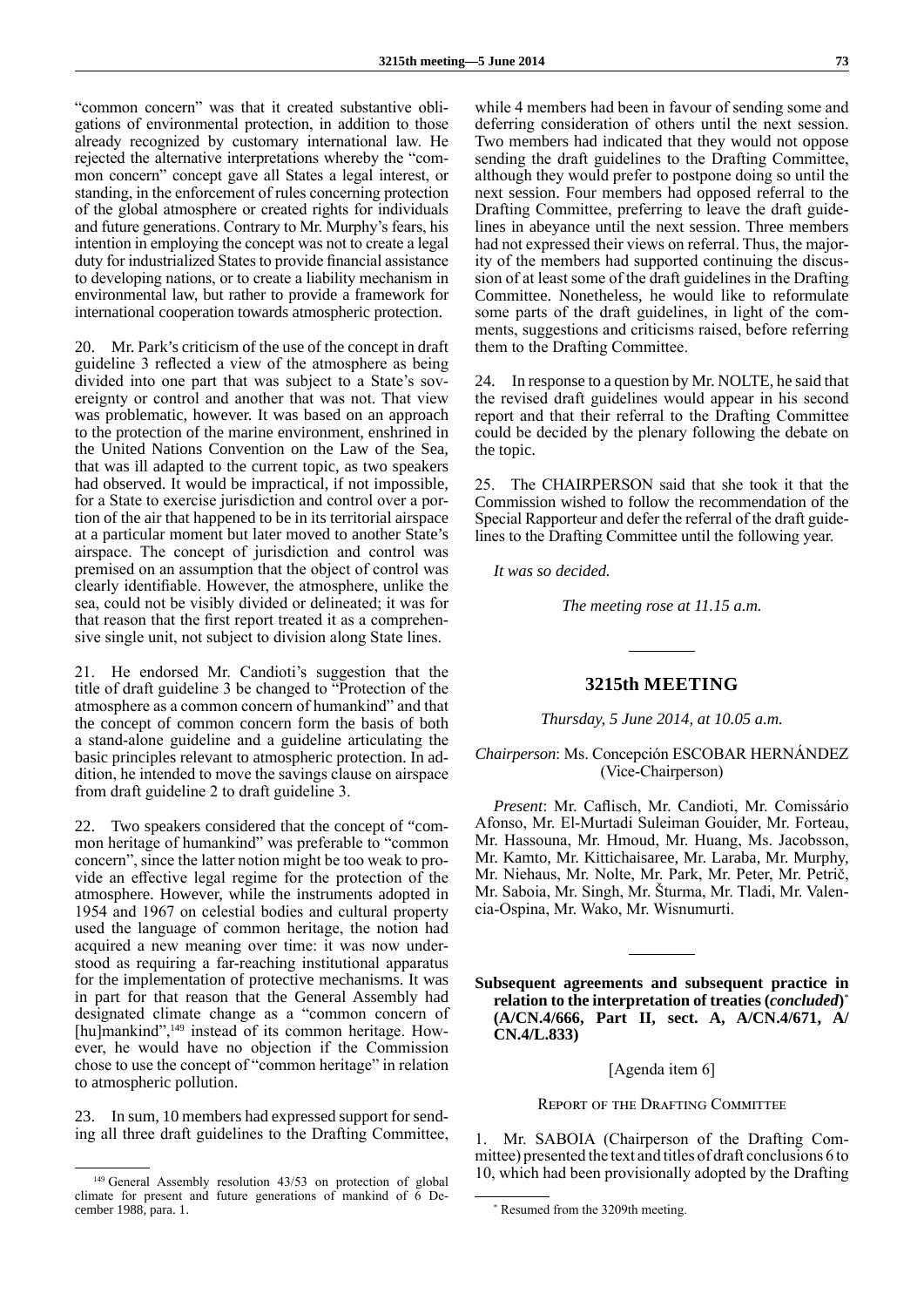"common concern" was that it created substantive obligations of environmental protection, in addition to those already recognized by customary international law. He rejected the alternative interpretations whereby the "common concern" concept gave all States a legal interest, or standing, in the enforcement of rules concerning protection of the global atmosphere or created rights for individuals and future generations. Contrary to Mr. Murphy's fears, his intention in employing the concept was not to create a legal duty for industrialized States to provide financial assistance to developing nations, or to create a liability mechanism in environmental law, but rather to provide a framework for international cooperation towards atmospheric protection.

20. Mr. Park's criticism of the use of the concept in draft guideline 3 reflected a view of the atmosphere as being divided into one part that was subject to a State's sovereignty or control and another that was not. That view was problematic, however. It was based on an approach to the protection of the marine environment, enshrined in the United Nations Convention on the Law of the Sea, that was ill adapted to the current topic, as two speakers had observed. It would be impractical, if not impossible, for a State to exercise jurisdiction and control over a portion of the air that happened to be in its territorial airspace at a particular moment but later moved to another State's airspace. The concept of jurisdiction and control was premised on an assumption that the object of control was clearly identifiable. However, the atmosphere, unlike the sea, could not be visibly divided or delineated; it was for that reason that the first report treated it as a comprehensive single unit, not subject to division along State lines.

21. He endorsed Mr. Candioti's suggestion that the title of draft guideline 3 be changed to "Protection of the atmosphere as a common concern of humankind" and that the concept of common concern form the basis of both a stand-alone guideline and a guideline articulating the basic principles relevant to atmospheric protection. In addition, he intended to move the savings clause on airspace from draft guideline 2 to draft guideline 3.

22. Two speakers considered that the concept of "common heritage of humankind" was preferable to "common concern", since the latter notion might be too weak to provide an effective legal regime for the protection of the atmosphere. However, while the instruments adopted in 1954 and 1967 on celestial bodies and cultural property used the language of common heritage, the notion had acquired a new meaning over time: it was now understood as requiring a far-reaching institutional apparatus for the implementation of protective mechanisms. It was in part for that reason that the General Assembly had designated climate change as a "common concern of [hu]mankind",[149] instead of its common heritage. However, he would have no objection if the Commission chose to use the concept of "common heritage" in relation to atmospheric pollution.

23. In sum, 10 members had expressed support for sending all three draft guidelines to the Drafting Committee, while 4 members had been in favour of sending some and deferring consideration of others until the next session. Two members had indicated that they would not oppose sending the draft guidelines to the Drafting Committee, although they would prefer to postpone doing so until the next session. Four members had opposed referral to the Drafting Committee, preferring to leave the draft guidelines in abeyance until the next session. Three members had not expressed their views on referral. Thus, the majority of the members had supported continuing the discussion of at least some of the draft guidelines in the Drafting Committee. Nonetheless, he would like to reformulate some parts of the draft guidelines, in light of the comments, suggestions and criticisms raised, before referring them to the Drafting Committee.

24. In response to a question by Mr. NOLTE, he said that the revised draft guidelines would appear in his second report and that their referral to the Drafting Committee could be decided by the plenary following the debate on the topic.

25. The CHAIRPERSON said that she took it that the Commission wished to follow the recommendation of the Special Rapporteur and defer the referral of the draft guidelines to the Drafting Committee until the following year.

*It was so decided.*

*The meeting rose at 11.15 a.m.*

---

## 3215th MEETING

*Thursday, 5 June 2014, at 10.05 a.m.*

*Chairperson*: Ms. Concepción ESCOBAR HERNÁNDEZ (Vice-Chairperson)

*Present*: Mr. Caflisch, Mr. Candioti, Mr. Comissário Afonso, Mr. El-Murtadi Suleiman Gouider, Mr. Forteau, Mr. Hassouna, Mr. Hmoud, Mr. Huang, Ms. Jacobsson, Mr. Kamto, Mr. Kittichaisaree, Mr. Laraba, Mr. Murphy, Mr. Niehaus, Mr. Nolte, Mr. Park, Mr. Peter, Mr. Petrič, Mr. Saboia, Mr. Singh, Mr. Šturma, Mr. Tladi, Mr. Valencia-Ospina, Mr. Wako, Mr. Wisnumurti.

---

### Subsequent agreements and subsequent practice in relation to the interpretation of treaties (*concluded*)[*] (A/CN.4/666, Part II, sect. A, A/CN.4/671, A/CN.4/L.833)

[Agenda item 6]

REPORT OF THE DRAFTING COMMITTEE

1. Mr. SABOIA (Chairperson of the Drafting Committee) presented the text and titles of draft conclusions 6 to 10, which had been provisionally adopted by the Drafting

---

[149] General Assembly resolution 43/53 on protection of global climate for present and future generations of mankind of 6 December 1988, para. 1.

[*] Resumed from the 3209th meeting.